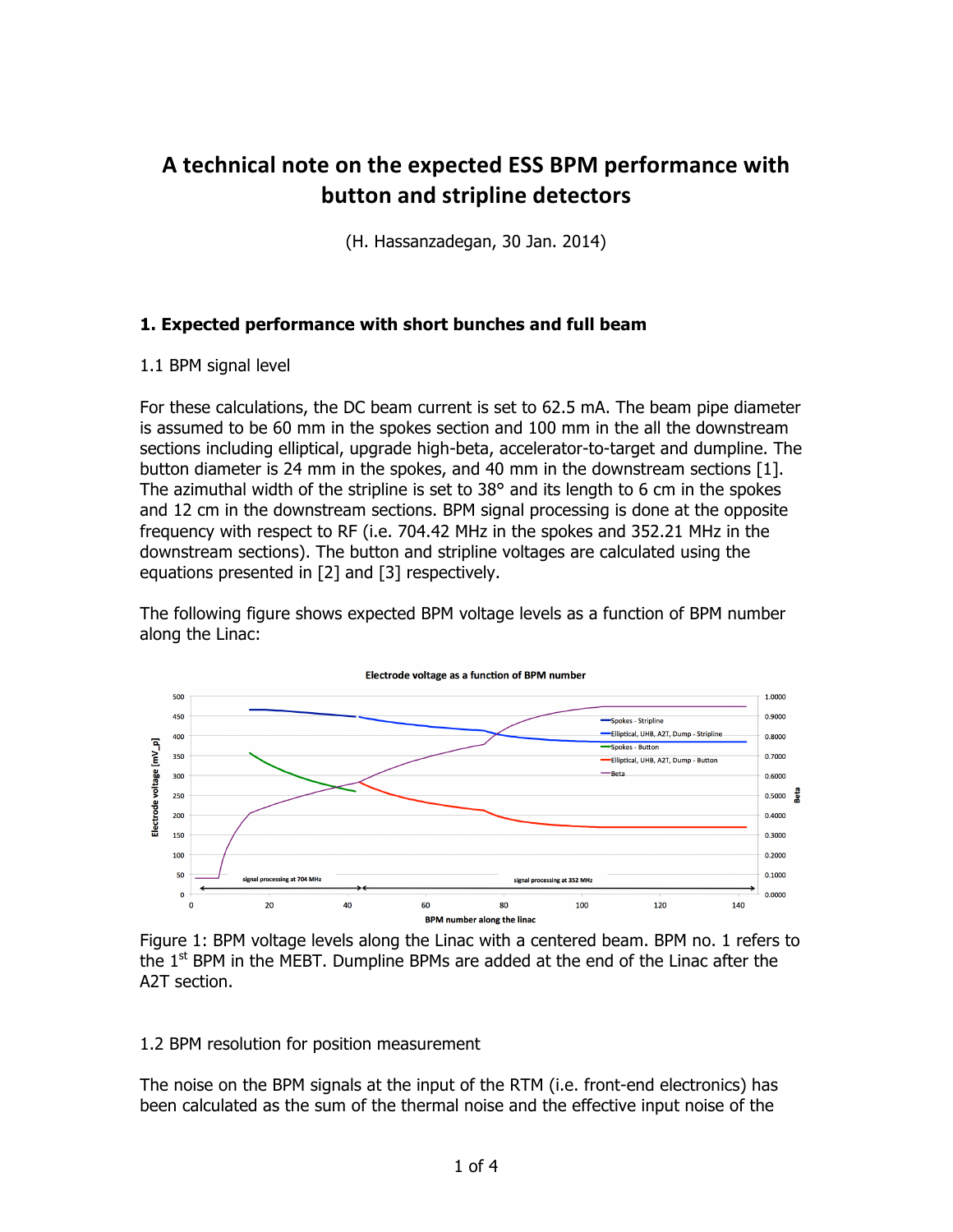# A technical note on the expected ESS BPM performance with button and stripline detectors

(H. Hassanzadegan, 30 Jan. 2014)

## 1. Expected performance with short bunches and full beam

### 1.1 BPM signal level

For these calculations, the DC beam current is set to 62.5 mA. The beam pipe diameter is assumed to be 60 mm in the spokes section and 100 mm in the all the downstream sections including elliptical, upgrade high-beta, accelerator-to-target and dumpline. The button diameter is 24 mm in the spokes, and 40 mm in the downstream sections [1]. The azimuthal width of the stripline is set to 38° and its length to 6 cm in the spokes and 12 cm in the downstream sections. BPM signal processing is done at the opposite frequency with respect to RF (i.e. 704.42 MHz in the spokes and 352.21 MHz in the downstream sections). The button and stripline voltages are calculated using the equations presented in [2] and [3] respectively.

The following figure shows expected BPM voltage levels as a function of BPM number along the Linac:

Figure 1: BPM voltage levels along the Linac with a centered beam. BPM no. 1 refers to the 1st BPM in the MEBT. Dumpline BPMs are added at the end of the Linac after the A2T section.

### 1.2 BPM resolution for position measurement

The noise on the BPM signals at the input of the RTM (i.e. front-end electronics) has been calculated as the sum of the thermal noise and the effective input noise of the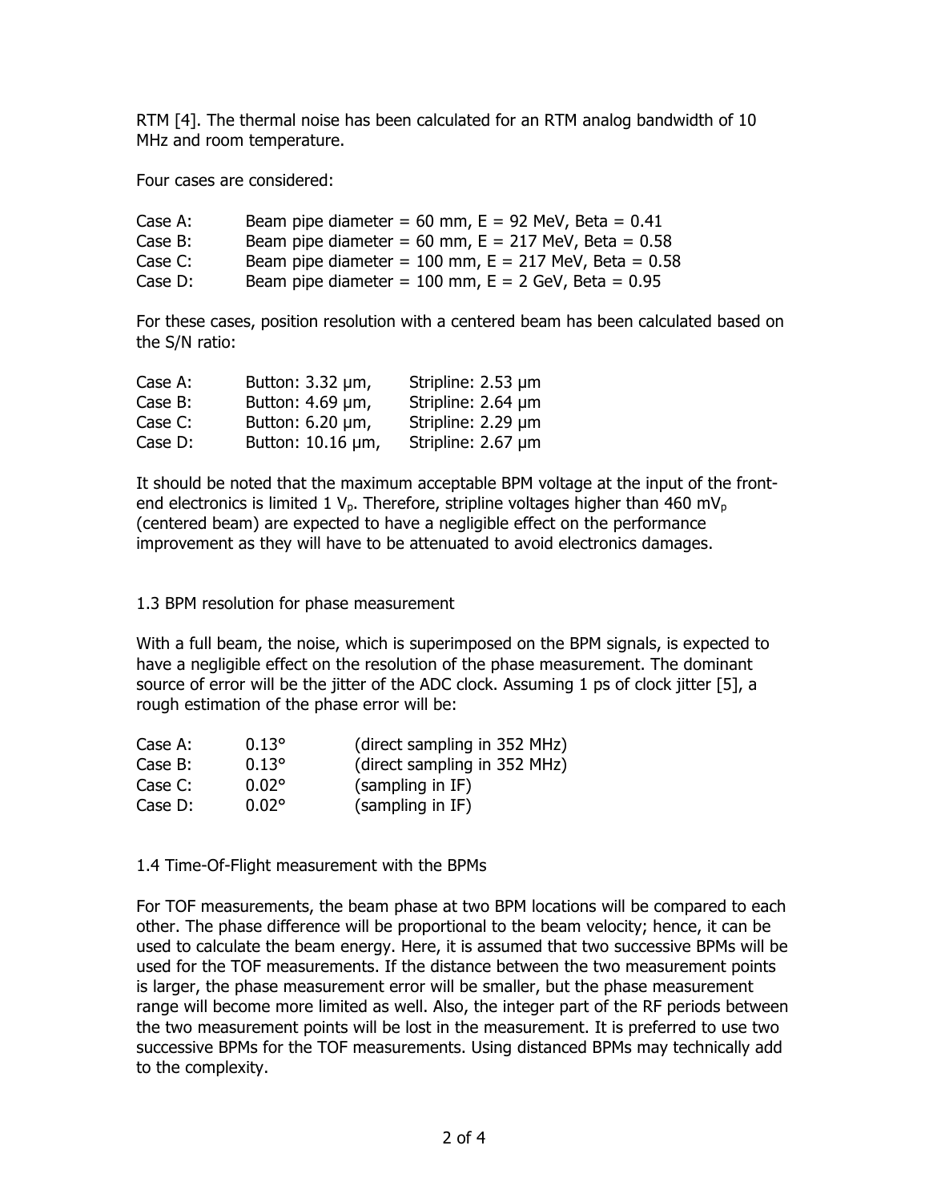RTM [4]. The thermal noise has been calculated for an RTM analog bandwidth of 10 MHz and room temperature.

Four cases are considered:

| | |
|---|---|
| Case A: | Beam pipe diameter = 60 mm, E = 92 MeV, Beta = 0.41 |
| Case B: | Beam pipe diameter = 60 mm, E = 217 MeV, Beta = 0.58 |
| Case C: | Beam pipe diameter = 100 mm, E = 217 MeV, Beta = 0.58 |
| Case D: | Beam pipe diameter = 100 mm, E = 2 GeV, Beta = 0.95 |

For these cases, position resolution with a centered beam has been calculated based on the S/N ratio:

| | | |
|---|---|---|
| Case A: | Button: 3.32 µm, | Stripline: 2.53 µm |
| Case B: | Button: 4.69 µm, | Stripline: 2.64 µm |
| Case C: | Button: 6.20 µm, | Stripline: 2.29 µm |
| Case D: | Button: 10.16 µm, | Stripline: 2.67 µm |

It should be noted that the maximum acceptable BPM voltage at the input of the front-end electronics is limited 1 $V_p$. Therefore, stripline voltages higher than 460 $mV_p$ (centered beam) are expected to have a negligible effect on the performance improvement as they will have to be attenuated to avoid electronics damages.

### 1.3 BPM resolution for phase measurement

With a full beam, the noise, which is superimposed on the BPM signals, is expected to have a negligible effect on the resolution of the phase measurement. The dominant source of error will be the jitter of the ADC clock. Assuming 1 ps of clock jitter [5], a rough estimation of the phase error will be:

| | | |
|---|---|---|
| Case A: | 0.13° | (direct sampling in 352 MHz) |
| Case B: | 0.13° | (direct sampling in 352 MHz) |
| Case C: | 0.02° | (sampling in IF) |
| Case D: | 0.02° | (sampling in IF) |

### 1.4 Time-Of-Flight measurement with the BPMs

For TOF measurements, the beam phase at two BPM locations will be compared to each other. The phase difference will be proportional to the beam velocity; hence, it can be used to calculate the beam energy. Here, it is assumed that two successive BPMs will be used for the TOF measurements. If the distance between the two measurement points is larger, the phase measurement error will be smaller, but the phase measurement range will become more limited as well. Also, the integer part of the RF periods between the two measurement points will be lost in the measurement. It is preferred to use two successive BPMs for the TOF measurements. Using distanced BPMs may technically add to the complexity.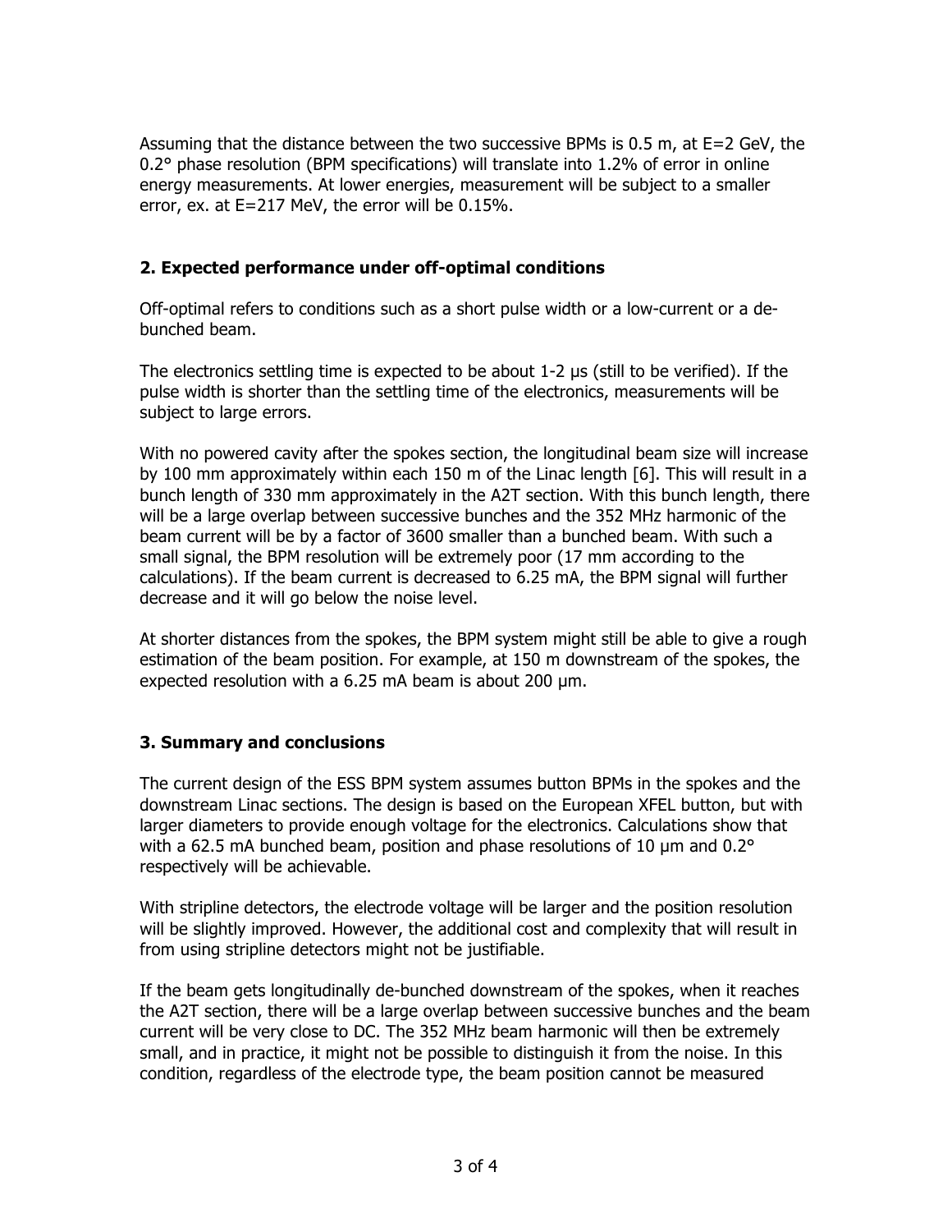Assuming that the distance between the two successive BPMs is 0.5 m, at E=2 GeV, the 0.2° phase resolution (BPM specifications) will translate into 1.2% of error in online energy measurements. At lower energies, measurement will be subject to a smaller error, ex. at E=217 MeV, the error will be 0.15%.

## 2. Expected performance under off-optimal conditions

Off-optimal refers to conditions such as a short pulse width or a low-current or a de-bunched beam.

The electronics settling time is expected to be about 1-2 µs (still to be verified). If the pulse width is shorter than the settling time of the electronics, measurements will be subject to large errors.

With no powered cavity after the spokes section, the longitudinal beam size will increase by 100 mm approximately within each 150 m of the Linac length [6]. This will result in a bunch length of 330 mm approximately in the A2T section. With this bunch length, there will be a large overlap between successive bunches and the 352 MHz harmonic of the beam current will be by a factor of 3600 smaller than a bunched beam. With such a small signal, the BPM resolution will be extremely poor (17 mm according to the calculations). If the beam current is decreased to 6.25 mA, the BPM signal will further decrease and it will go below the noise level.

At shorter distances from the spokes, the BPM system might still be able to give a rough estimation of the beam position. For example, at 150 m downstream of the spokes, the expected resolution with a 6.25 mA beam is about 200 µm.

## 3. Summary and conclusions

The current design of the ESS BPM system assumes button BPMs in the spokes and the downstream Linac sections. The design is based on the European XFEL button, but with larger diameters to provide enough voltage for the electronics. Calculations show that with a 62.5 mA bunched beam, position and phase resolutions of 10 µm and 0.2° respectively will be achievable.

With stripline detectors, the electrode voltage will be larger and the position resolution will be slightly improved. However, the additional cost and complexity that will result in from using stripline detectors might not be justifiable.

If the beam gets longitudinally de-bunched downstream of the spokes, when it reaches the A2T section, there will be a large overlap between successive bunches and the beam current will be very close to DC. The 352 MHz beam harmonic will then be extremely small, and in practice, it might not be possible to distinguish it from the noise. In this condition, regardless of the electrode type, the beam position cannot be measured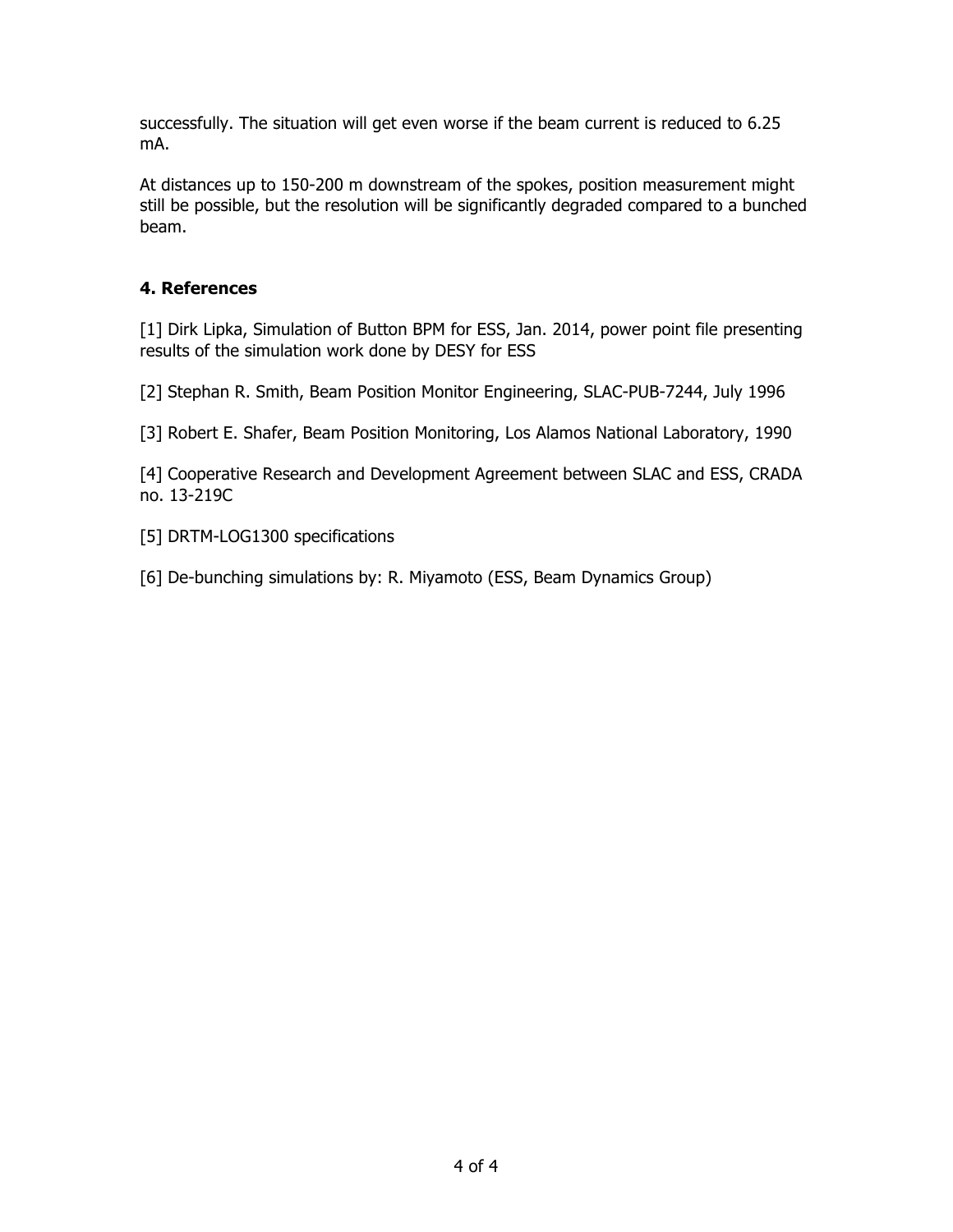successfully. The situation will get even worse if the beam current is reduced to 6.25 mA.

At distances up to 150-200 m downstream of the spokes, position measurement might still be possible, but the resolution will be significantly degraded compared to a bunched beam.

## 4. References

[1] Dirk Lipka, Simulation of Button BPM for ESS, Jan. 2014, power point file presenting results of the simulation work done by DESY for ESS

[2] Stephan R. Smith, Beam Position Monitor Engineering, SLAC-PUB-7244, July 1996

[3] Robert E. Shafer, Beam Position Monitoring, Los Alamos National Laboratory, 1990

[4] Cooperative Research and Development Agreement between SLAC and ESS, CRADA no. 13-219C

[5] DRTM-LOG1300 specifications

[6] De-bunching simulations by: R. Miyamoto (ESS, Beam Dynamics Group)